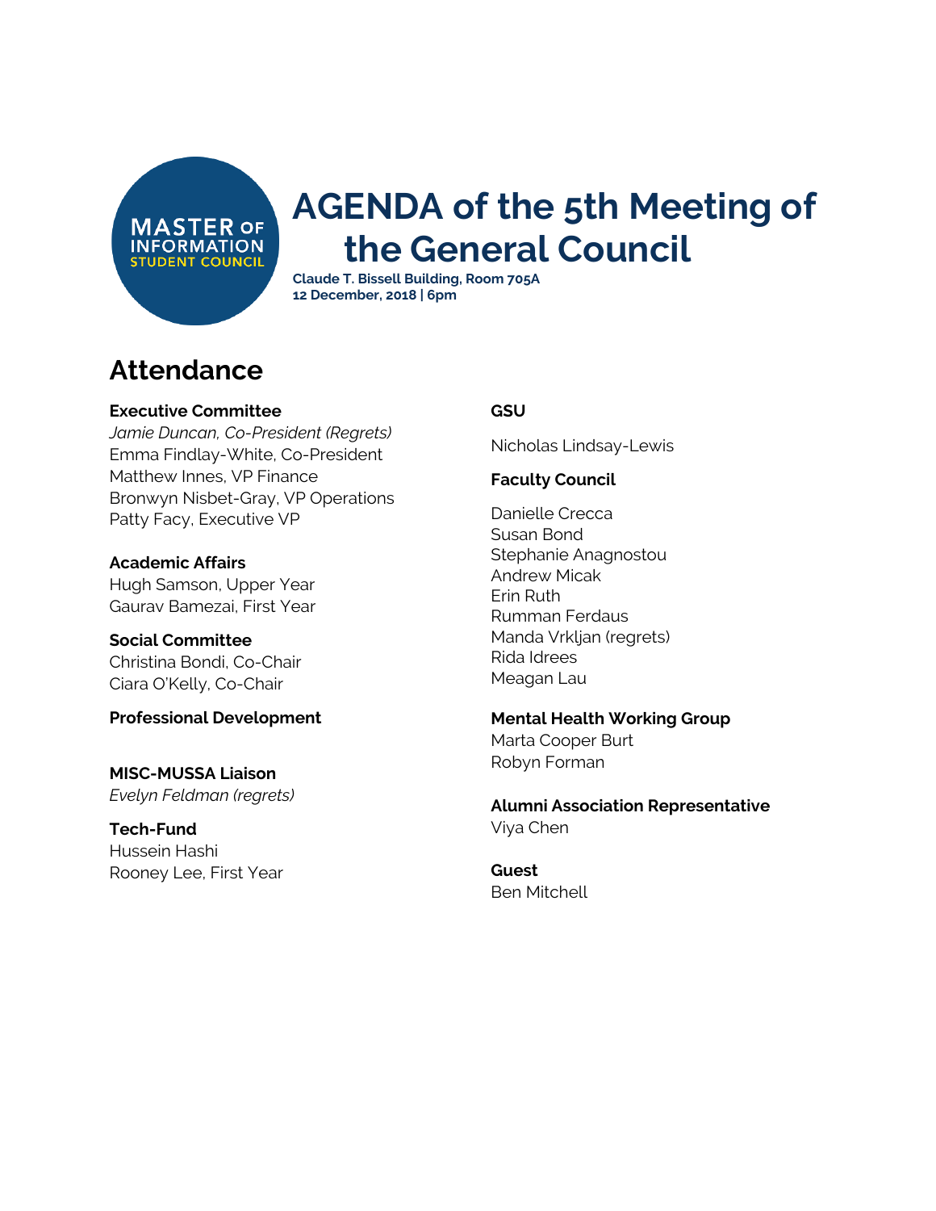MASTER OF INFORMATION STUDENT COUNCIL

# AGENDA of the 5th Meeting of the General Council

**Claude T. Bissell Building, Room 705A**
**12 December, 2018 | 6pm**

## Attendance

**Executive Committee**
*Jamie Duncan, Co-President (Regrets)*
Emma Findlay-White, Co-President
Matthew Innes, VP Finance
Bronwyn Nisbet-Gray, VP Operations
Patty Facy, Executive VP

**Academic Affairs**
Hugh Samson, Upper Year
Gaurav Bamezai, First Year

**Social Committee**
Christina Bondi, Co-Chair
Ciara O'Kelly, Co-Chair

**Professional Development**

**MISC-MUSSA Liaison**
*Evelyn Feldman (regrets)*

**Tech-Fund**
Hussein Hashi
Rooney Lee, First Year

**GSU**

Nicholas Lindsay-Lewis

**Faculty Council**

Danielle Crecca
Susan Bond
Stephanie Anagnostou
Andrew Micak
Erin Ruth
Rumman Ferdaus
Manda Vrkljan (regrets)
Rida Idrees
Meagan Lau

**Mental Health Working Group**
Marta Cooper Burt
Robyn Forman

**Alumni Association Representative**
Viya Chen

**Guest**
Ben Mitchell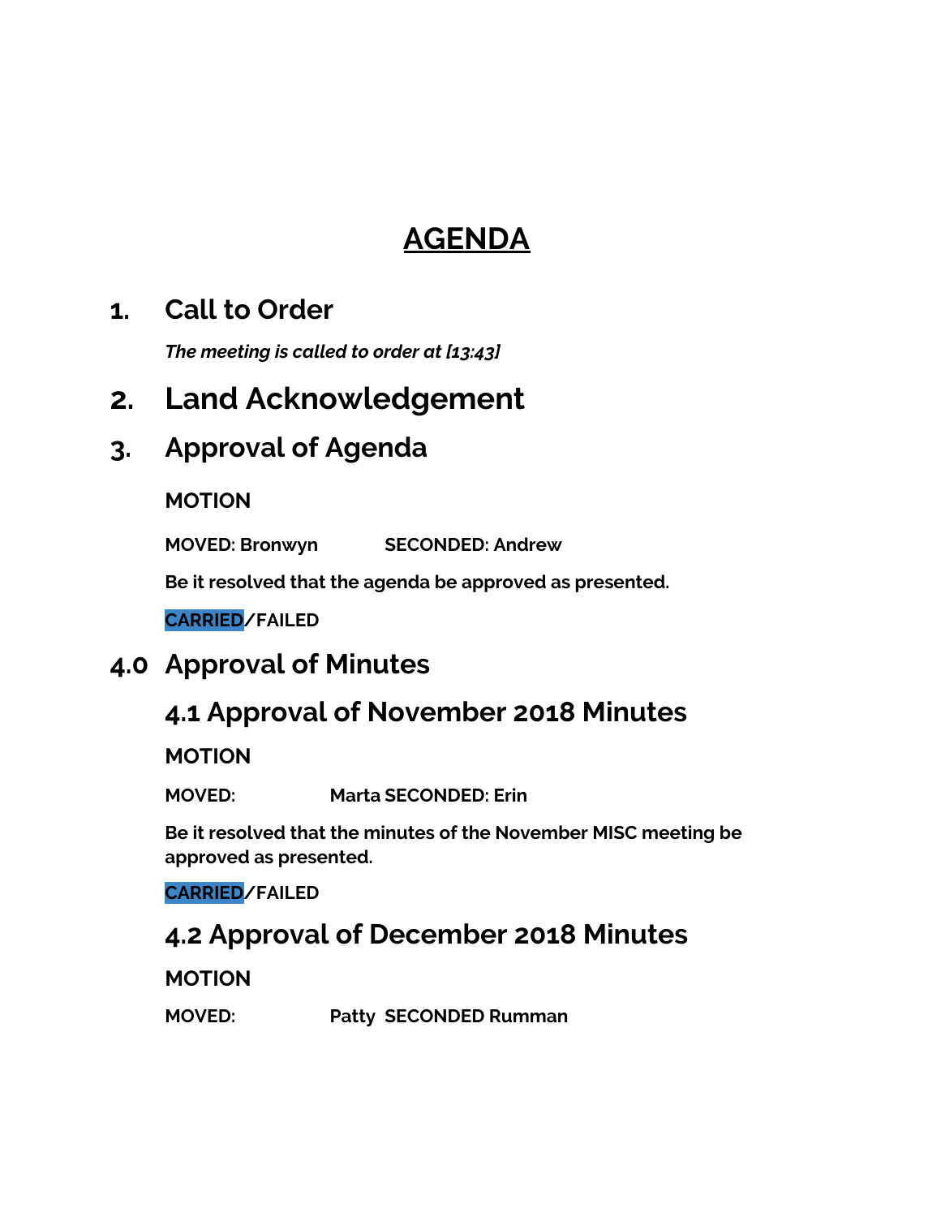# AGENDA

## 1. Call to Order

***The meeting is called to order at [13:43]***

## 2. Land Acknowledgement

## 3. Approval of Agenda

**MOTION**

**MOVED: Bronwyn SECONDED: Andrew**

**Be it resolved that the agenda be approved as presented.**

**CARRIED/FAILED**

## 4.0 Approval of Minutes

### 4.1 Approval of November 2018 Minutes

**MOTION**

**MOVED: Marta SECONDED: Erin**

**Be it resolved that the minutes of the November MISC meeting be approved as presented.**

**CARRIED/FAILED**

### 4.2 Approval of December 2018 Minutes

**MOTION**

**MOVED: Patty SECONDED Rumman**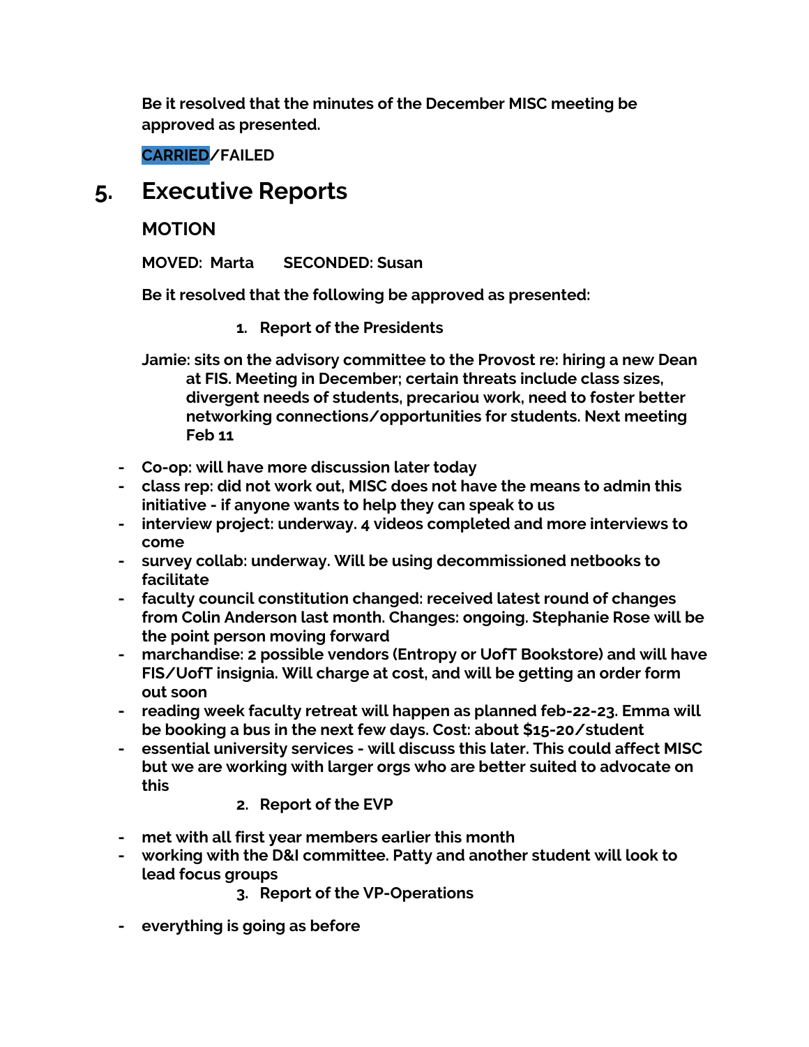**Be it resolved that the minutes of the December MISC meeting be approved as presented.**

**CARRIED/FAILED**

## 5. Executive Reports

**MOTION**

**MOVED: Marta SECONDED: Susan**

**Be it resolved that the following be approved as presented:**

1. **Report of the Presidents**

**Jamie: sits on the advisory committee to the Provost re: hiring a new Dean at FIS. Meeting in December; certain threats include class sizes, divergent needs of students, precariou work, need to foster better networking connections/opportunities for students. Next meeting Feb 11**

- **Co-op: will have more discussion later today**
- **class rep: did not work out, MISC does not have the means to admin this initiative - if anyone wants to help they can speak to us**
- **interview project: underway. 4 videos completed and more interviews to come**
- **survey collab: underway. Will be using decommissioned netbooks to facilitate**
- **faculty council constitution changed: received latest round of changes from Colin Anderson last month. Changes: ongoing. Stephanie Rose will be the point person moving forward**
- **marchandise: 2 possible vendors (Entropy or UofT Bookstore) and will have FIS/UofT insignia. Will charge at cost, and will be getting an order form out soon**
- **reading week faculty retreat will happen as planned feb-22-23. Emma will be booking a bus in the next few days. Cost: about $15-20/student**
- **essential university services - will discuss this later. This could affect MISC but we are working with larger orgs who are better suited to advocate on this**

2. **Report of the EVP**

- **met with all first year members earlier this month**
- **working with the D&I committee. Patty and another student will look to lead focus groups**

3. **Report of the VP-Operations**

- **everything is going as before**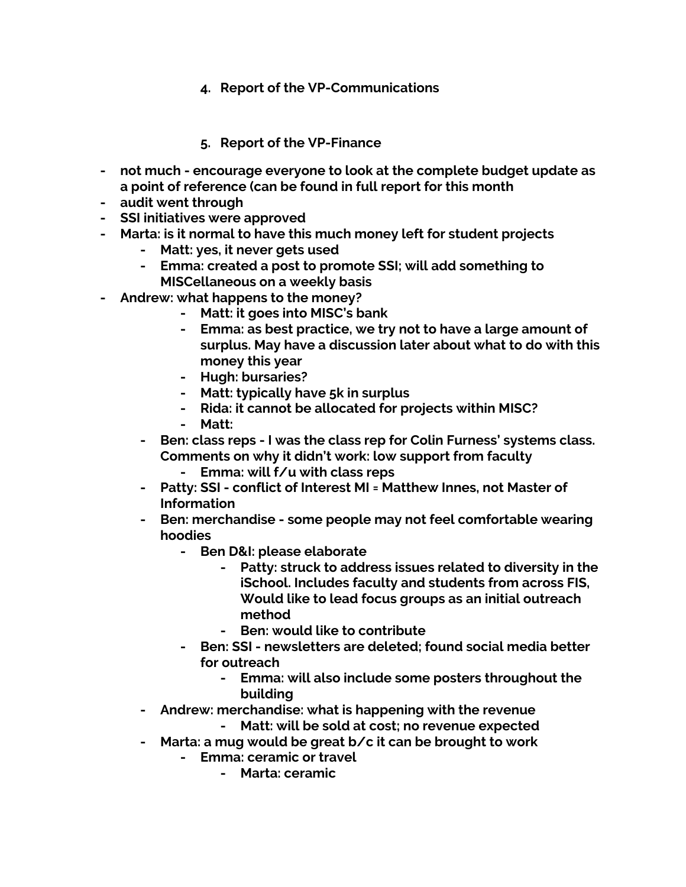4. **Report of the VP-Communications**

5. **Report of the VP-Finance**

- **not much - encourage everyone to look at the complete budget update as a point of reference (can be found in full report for this month**
- **audit went through**
- **SSI initiatives were approved**
- **Marta: is it normal to have this much money left for student projects**
    - **Matt: yes, it never gets used**
    - **Emma: created a post to promote SSI; will add something to MISCellaneous on a weekly basis**
- **Andrew: what happens to the money?**
        - **Matt: it goes into MISC's bank**
        - **Emma: as best practice, we try not to have a large amount of surplus. May have a discussion later about what to do with this money this year**
        - **Hugh: bursaries?**
        - **Matt: typically have 5k in surplus**
        - **Rida: it cannot be allocated for projects within MISC?**
        - **Matt:**
    - **Ben: class reps - I was the class rep for Colin Furness' systems class. Comments on why it didn't work: low support from faculty**
        - **Emma: will f/u with class reps**
    - **Patty: SSI - conflict of Interest MI = Matthew Innes, not Master of Information**
    - **Ben: merchandise - some people may not feel comfortable wearing hoodies**
        - **Ben D&I: please elaborate**
            - **Patty: struck to address issues related to diversity in the iSchool. Includes faculty and students from across FIS, Would like to lead focus groups as an initial outreach method**
            - **Ben: would like to contribute**
        - **Ben: SSI - newsletters are deleted; found social media better for outreach**
            - **Emma: will also include some posters throughout the building**
    - **Andrew: merchandise: what is happening with the revenue**
            - **Matt: will be sold at cost; no revenue expected**
    - **Marta: a mug would be great b/c it can be brought to work**
        - **Emma: ceramic or travel**
            - **Marta: ceramic**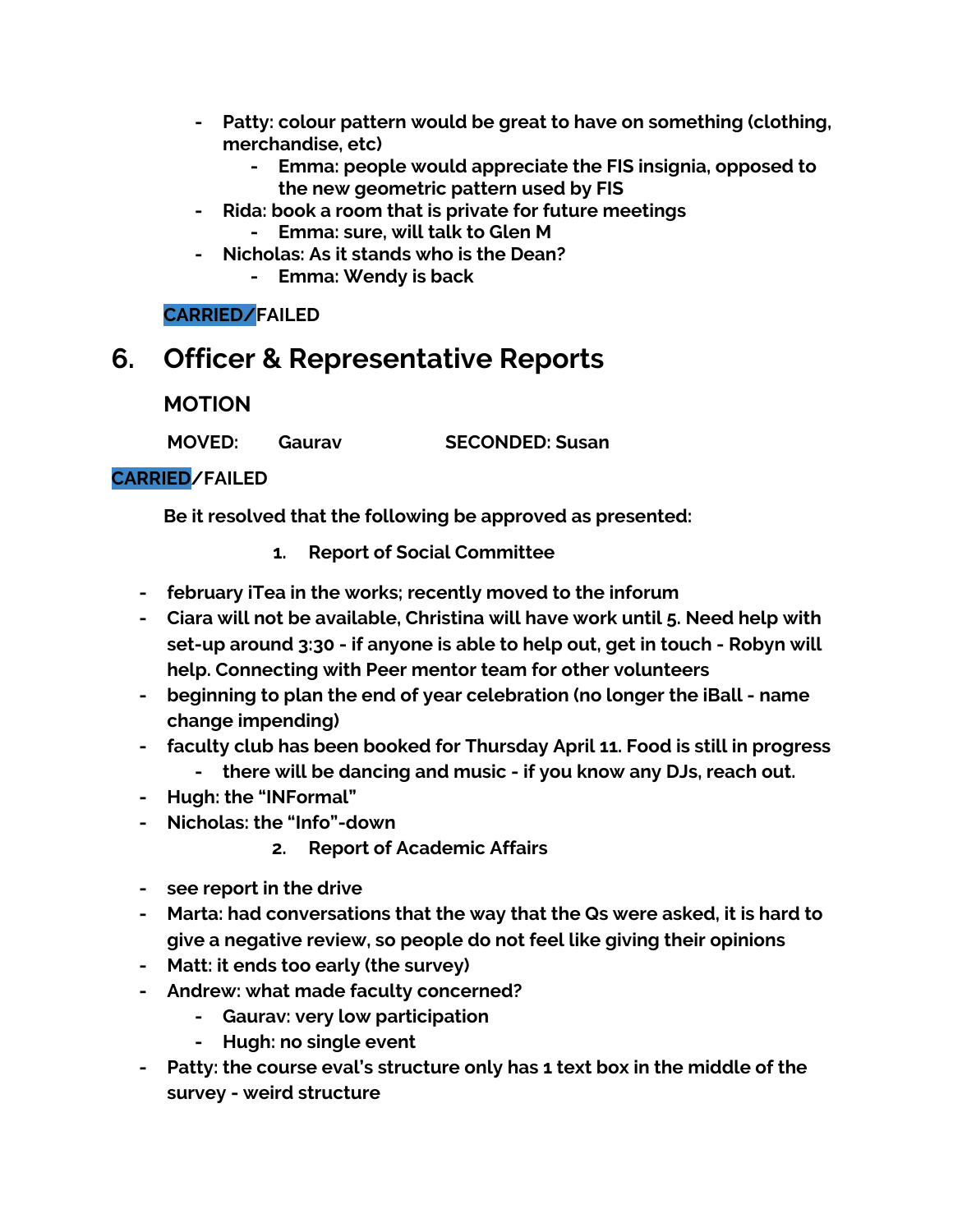- **Patty: colour pattern would be great to have on something (clothing, merchandise, etc)**
    - **Emma: people would appreciate the FIS insignia, opposed to the new geometric pattern used by FIS**
- **Rida: book a room that is private for future meetings**
    - **Emma: sure, will talk to Glen M**
- **Nicholas: As it stands who is the Dean?**
    - **Emma: Wendy is back**

**CARRIED/FAILED**

## 6. Officer & Representative Reports

**MOTION**

**MOVED: Gaurav SECONDED: Susan**

**CARRIED/FAILED**

**Be it resolved that the following be approved as presented:**

1. **Report of Social Committee**

- **february iTea in the works; recently moved to the inforum**
- **Ciara will not be available, Christina will have work until 5. Need help with set-up around 3:30 - if anyone is able to help out, get in touch - Robyn will help. Connecting with Peer mentor team for other volunteers**
- **beginning to plan the end of year celebration (no longer the iBall - name change impending)**
- **faculty club has been booked for Thursday April 11. Food is still in progress**
    - **there will be dancing and music - if you know any DJs, reach out.**
- **Hugh: the "INFormal"**
- **Nicholas: the "Info"-down**

2. **Report of Academic Affairs**

- **see report in the drive**
- **Marta: had conversations that the way that the Qs were asked, it is hard to give a negative review, so people do not feel like giving their opinions**
- **Matt: it ends too early (the survey)**
- **Andrew: what made faculty concerned?**
    - **Gaurav: very low participation**
    - **Hugh: no single event**
- **Patty: the course eval's structure only has 1 text box in the middle of the survey - weird structure**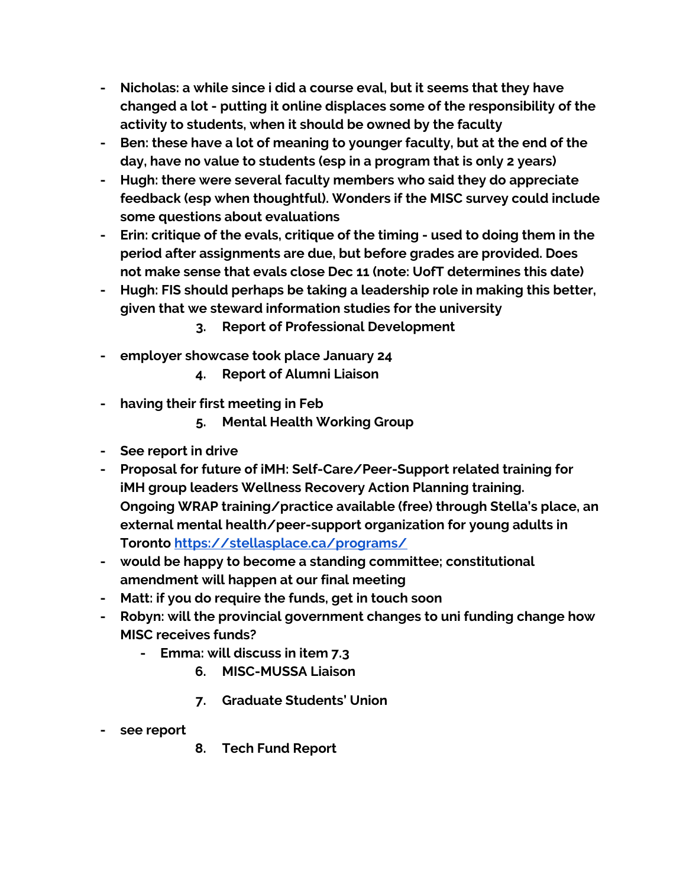- **Nicholas: a while since i did a course eval, but it seems that they have changed a lot - putting it online displaces some of the responsibility of the activity to students, when it should be owned by the faculty**
- **Ben: these have a lot of meaning to younger faculty, but at the end of the day, have no value to students (esp in a program that is only 2 years)**
- **Hugh: there were several faculty members who said they do appreciate feedback (esp when thoughtful). Wonders if the MISC survey could include some questions about evaluations**
- **Erin: critique of the evals, critique of the timing - used to doing them in the period after assignments are due, but before grades are provided. Does not make sense that evals close Dec 11 (note: UofT determines this date)**
- **Hugh: FIS should perhaps be taking a leadership role in making this better, given that we steward information studies for the university**

3. **Report of Professional Development**

- **employer showcase took place January 24**

4. **Report of Alumni Liaison**

- **having their first meeting in Feb**

5. **Mental Health Working Group**

- **See report in drive**
- **Proposal for future of iMH: Self-Care/Peer-Support related training for iMH group leaders Wellness Recovery Action Planning training. Ongoing WRAP training/practice available (free) through Stella's place, an external mental health/peer-support organization for young adults in Toronto [https://stellasplace.ca/programs/](https://stellasplace.ca/programs/)**
- **would be happy to become a standing committee; constitutional amendment will happen at our final meeting**
- **Matt: if you do require the funds, get in touch soon**
- **Robyn: will the provincial government changes to uni funding change how MISC receives funds?**
  - **Emma: will discuss in item 7.3**

6. **MISC-MUSSA Liaison**

7. **Graduate Students' Union**

- **see report**

8. **Tech Fund Report**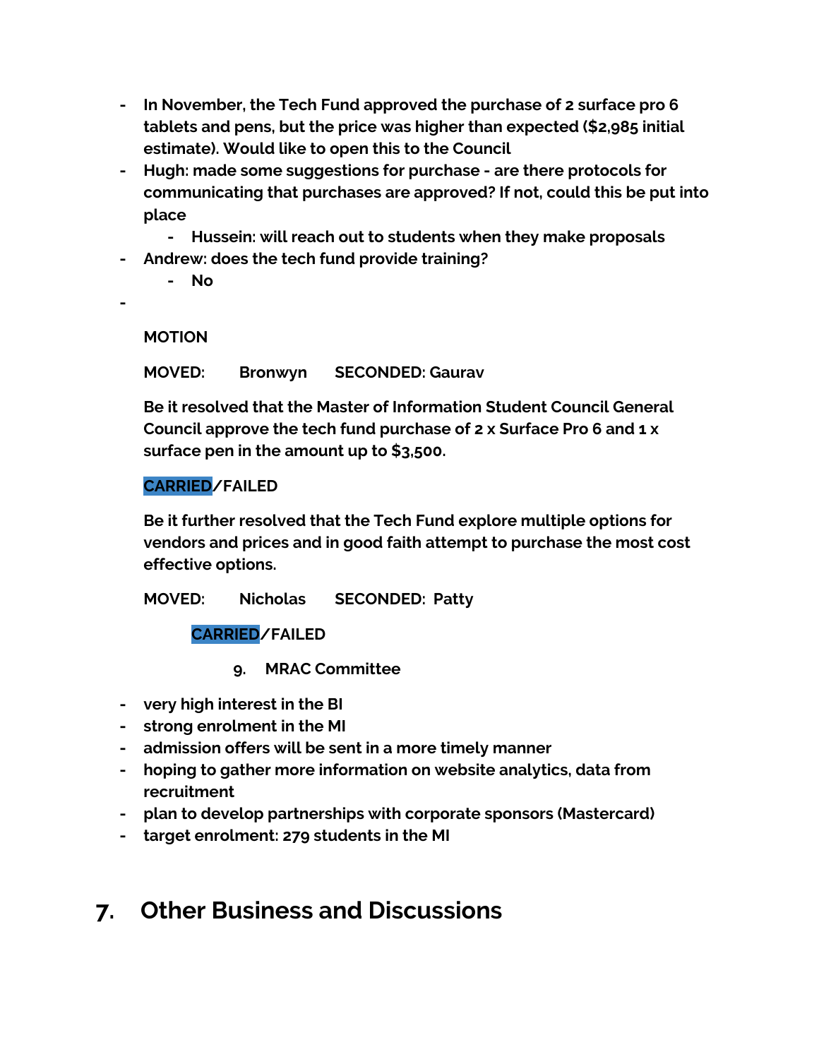- In November, the Tech Fund approved the purchase of 2 surface pro 6 tablets and pens, but the price was higher than expected ($2,985 initial estimate). Would like to open this to the Council
- Hugh: made some suggestions for purchase - are there protocols for communicating that purchases are approved? If not, could this be put into place
    - Hussein: will reach out to students when they make proposals
- Andrew: does the tech fund provide training?
    - No
- 

**MOTION**

**MOVED:** Bronwyn **SECONDED:** Gaurav

Be it resolved that the Master of Information Student Council General Council approve the tech fund purchase of 2 x Surface Pro 6 and 1 x surface pen in the amount up to $3,500.

**CARRIED**/FAILED

Be it further resolved that the Tech Fund explore multiple options for vendors and prices and in good faith attempt to purchase the most cost effective options.

**MOVED:** Nicholas **SECONDED:** Patty

**CARRIED**/FAILED

9. MRAC Committee

- very high interest in the BI
- strong enrolment in the MI
- admission offers will be sent in a more timely manner
- hoping to gather more information on website analytics, data from recruitment
- plan to develop partnerships with corporate sponsors (Mastercard)
- target enrolment: 279 students in the MI

# 7. Other Business and Discussions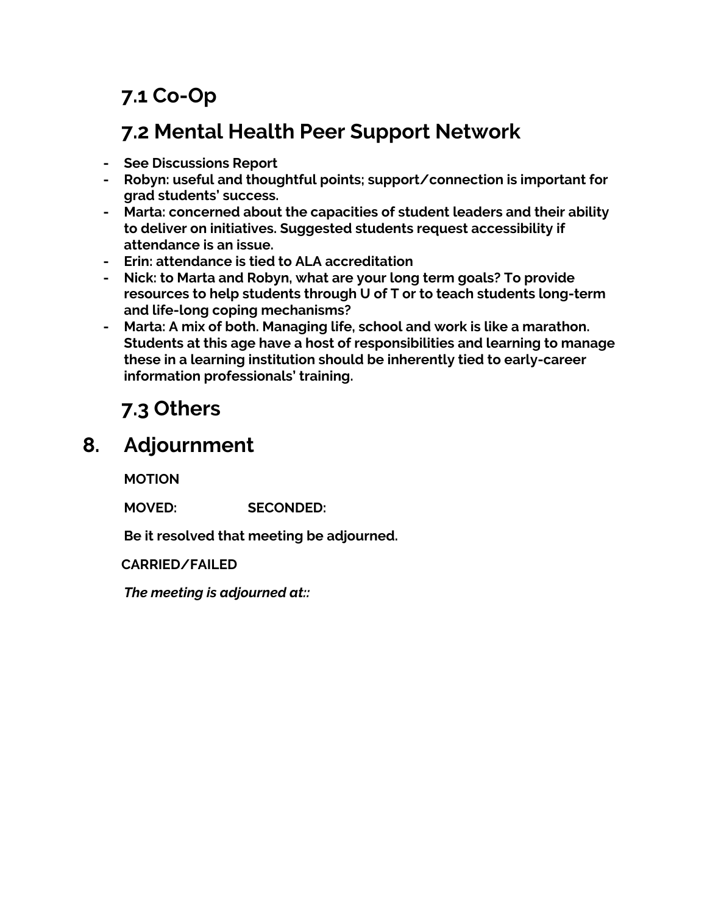### 7.1 Co-Op

### 7.2 Mental Health Peer Support Network

- **See Discussions Report**
- **Robyn: useful and thoughtful points; support/connection is important for grad students' success.**
- **Marta: concerned about the capacities of student leaders and their ability to deliver on initiatives. Suggested students request accessibility if attendance is an issue.**
- **Erin: attendance is tied to ALA accreditation**
- **Nick: to Marta and Robyn, what are your long term goals? To provide resources to help students through U of T or to teach students long-term and life-long coping mechanisms?**
- **Marta: A mix of both. Managing life, school and work is like a marathon. Students at this age have a host of responsibilities and learning to manage these in a learning institution should be inherently tied to early-career information professionals' training.**

### 7.3 Others

## 8. Adjournment

**MOTION**

**MOVED:** **SECONDED:**

**Be it resolved that meeting be adjourned.**

**CARRIED/FAILED**

***The meeting is adjourned at::***